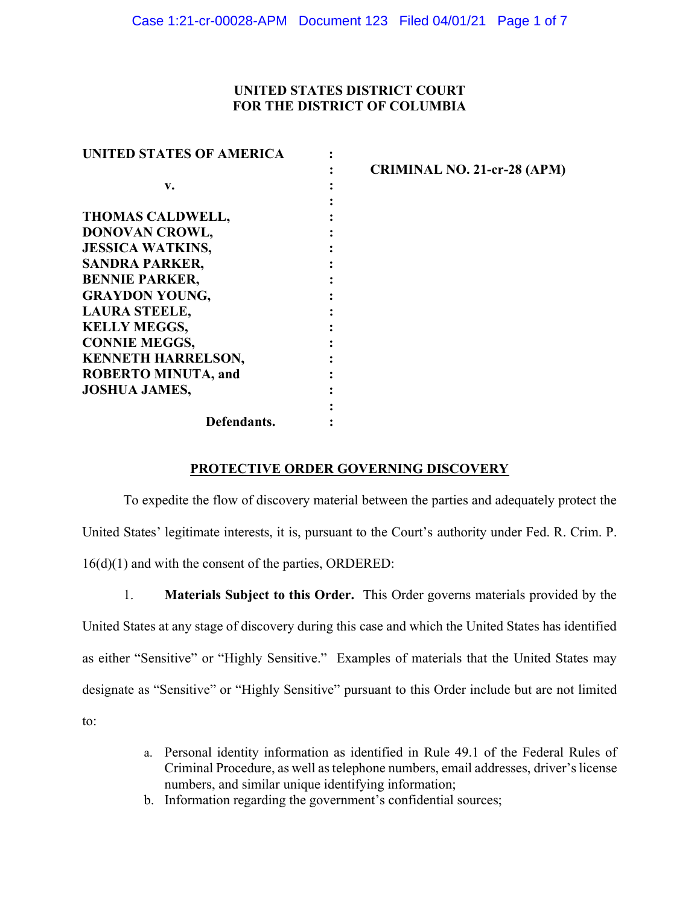**UNITED STATES DISTRICT COURT**
**FOR THE DISTRICT OF COLUMBIA**

| | | |
|---|---|---|
| **UNITED STATES OF AMERICA** | : | |
| | : | **CRIMINAL NO. 21-cr-28 (APM)** |
| **v.** | : | |
| | : | |
| **THOMAS CALDWELL,** | : | |
| **DONOVAN CROWL,** | : | |
| **JESSICA WATKINS,** | : | |
| **SANDRA PARKER,** | : | |
| **BENNIE PARKER,** | : | |
| **GRAYDON YOUNG,** | : | |
| **LAURA STEELE,** | : | |
| **KELLY MEGGS,** | : | |
| **CONNIE MEGGS,** | : | |
| **KENNETH HARRELSON,** | : | |
| **ROBERTO MINUTA, and** | : | |
| **JOSHUA JAMES,** | : | |
| | : | |
| **Defendants.** | : | |

## PROTECTIVE ORDER GOVERNING DISCOVERY

To expedite the flow of discovery material between the parties and adequately protect the United States' legitimate interests, it is, pursuant to the Court's authority under Fed. R. Crim. P. 16(d)(1) and with the consent of the parties, ORDERED:

1. **Materials Subject to this Order.** This Order governs materials provided by the United States at any stage of discovery during this case and which the United States has identified as either "Sensitive" or "Highly Sensitive." Examples of materials that the United States may designate as "Sensitive" or "Highly Sensitive" pursuant to this Order include but are not limited to:

   a. Personal identity information as identified in Rule 49.1 of the Federal Rules of Criminal Procedure, as well as telephone numbers, email addresses, driver's license numbers, and similar unique identifying information;

   b. Information regarding the government's confidential sources;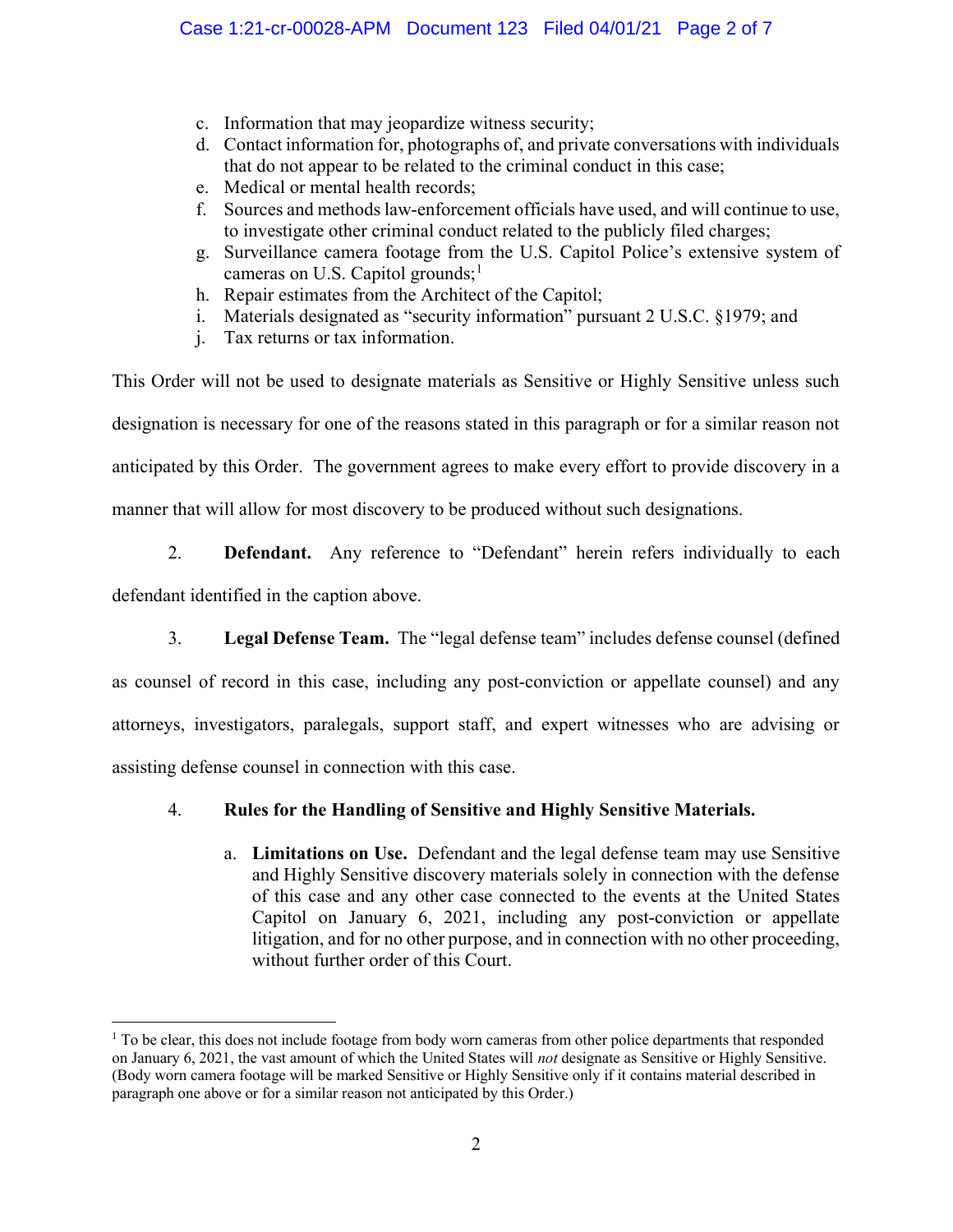c. Information that may jeopardize witness security;
d. Contact information for, photographs of, and private conversations with individuals that do not appear to be related to the criminal conduct in this case;
e. Medical or mental health records;
f. Sources and methods law-enforcement officials have used, and will continue to use, to investigate other criminal conduct related to the publicly filed charges;
g. Surveillance camera footage from the U.S. Capitol Police's extensive system of cameras on U.S. Capitol grounds;[1]
h. Repair estimates from the Architect of the Capitol;
i. Materials designated as "security information" pursuant 2 U.S.C. §1979; and
j. Tax returns or tax information.

This Order will not be used to designate materials as Sensitive or Highly Sensitive unless such designation is necessary for one of the reasons stated in this paragraph or for a similar reason not anticipated by this Order. The government agrees to make every effort to provide discovery in a manner that will allow for most discovery to be produced without such designations.

2. **Defendant.** Any reference to "Defendant" herein refers individually to each defendant identified in the caption above.

3. **Legal Defense Team.** The "legal defense team" includes defense counsel (defined as counsel of record in this case, including any post-conviction or appellate counsel) and any attorneys, investigators, paralegals, support staff, and expert witnesses who are advising or assisting defense counsel in connection with this case.

4. **Rules for the Handling of Sensitive and Highly Sensitive Materials.**

a. **Limitations on Use.** Defendant and the legal defense team may use Sensitive and Highly Sensitive discovery materials solely in connection with the defense of this case and any other case connected to the events at the United States Capitol on January 6, 2021, including any post-conviction or appellate litigation, and for no other purpose, and in connection with no other proceeding, without further order of this Court.

[1] To be clear, this does not include footage from body worn cameras from other police departments that responded on January 6, 2021, the vast amount of which the United States will *not* designate as Sensitive or Highly Sensitive. (Body worn camera footage will be marked Sensitive or Highly Sensitive only if it contains material described in paragraph one above or for a similar reason not anticipated by this Order.)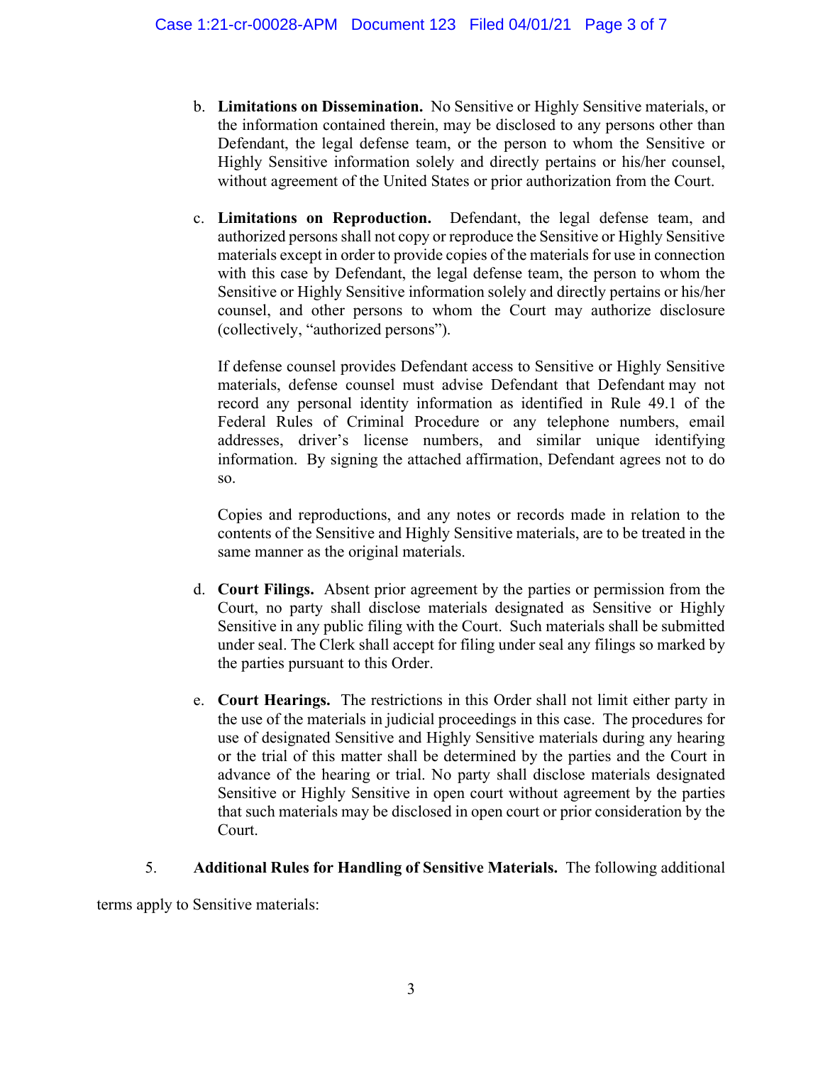b. **Limitations on Dissemination.** No Sensitive or Highly Sensitive materials, or the information contained therein, may be disclosed to any persons other than Defendant, the legal defense team, or the person to whom the Sensitive or Highly Sensitive information solely and directly pertains or his/her counsel, without agreement of the United States or prior authorization from the Court.

c. **Limitations on Reproduction.** Defendant, the legal defense team, and authorized persons shall not copy or reproduce the Sensitive or Highly Sensitive materials except in order to provide copies of the materials for use in connection with this case by Defendant, the legal defense team, the person to whom the Sensitive or Highly Sensitive information solely and directly pertains or his/her counsel, and other persons to whom the Court may authorize disclosure (collectively, "authorized persons").

   If defense counsel provides Defendant access to Sensitive or Highly Sensitive materials, defense counsel must advise Defendant that Defendant may not record any personal identity information as identified in Rule 49.1 of the Federal Rules of Criminal Procedure or any telephone numbers, email addresses, driver's license numbers, and similar unique identifying information. By signing the attached affirmation, Defendant agrees not to do so.

   Copies and reproductions, and any notes or records made in relation to the contents of the Sensitive and Highly Sensitive materials, are to be treated in the same manner as the original materials.

d. **Court Filings.** Absent prior agreement by the parties or permission from the Court, no party shall disclose materials designated as Sensitive or Highly Sensitive in any public filing with the Court. Such materials shall be submitted under seal. The Clerk shall accept for filing under seal any filings so marked by the parties pursuant to this Order.

e. **Court Hearings.** The restrictions in this Order shall not limit either party in the use of the materials in judicial proceedings in this case. The procedures for use of designated Sensitive and Highly Sensitive materials during any hearing or the trial of this matter shall be determined by the parties and the Court in advance of the hearing or trial. No party shall disclose materials designated Sensitive or Highly Sensitive in open court without agreement by the parties that such materials may be disclosed in open court or prior consideration by the Court.

5. **Additional Rules for Handling of Sensitive Materials.** The following additional terms apply to Sensitive materials: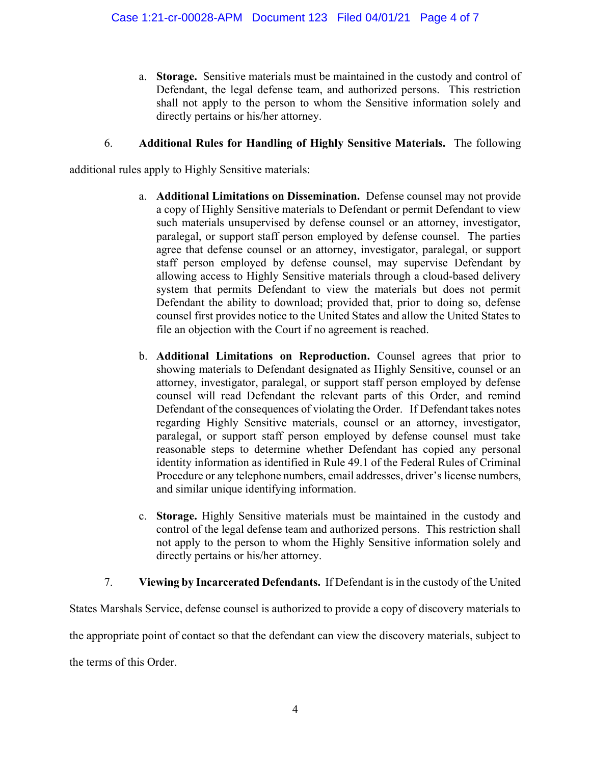a. **Storage.** Sensitive materials must be maintained in the custody and control of Defendant, the legal defense team, and authorized persons. This restriction shall not apply to the person to whom the Sensitive information solely and directly pertains or his/her attorney.

6. **Additional Rules for Handling of Highly Sensitive Materials.** The following additional rules apply to Highly Sensitive materials:

a. **Additional Limitations on Dissemination.** Defense counsel may not provide a copy of Highly Sensitive materials to Defendant or permit Defendant to view such materials unsupervised by defense counsel or an attorney, investigator, paralegal, or support staff person employed by defense counsel. The parties agree that defense counsel or an attorney, investigator, paralegal, or support staff person employed by defense counsel, may supervise Defendant by allowing access to Highly Sensitive materials through a cloud-based delivery system that permits Defendant to view the materials but does not permit Defendant the ability to download; provided that, prior to doing so, defense counsel first provides notice to the United States and allow the United States to file an objection with the Court if no agreement is reached.

b. **Additional Limitations on Reproduction.** Counsel agrees that prior to showing materials to Defendant designated as Highly Sensitive, counsel or an attorney, investigator, paralegal, or support staff person employed by defense counsel will read Defendant the relevant parts of this Order, and remind Defendant of the consequences of violating the Order. If Defendant takes notes regarding Highly Sensitive materials, counsel or an attorney, investigator, paralegal, or support staff person employed by defense counsel must take reasonable steps to determine whether Defendant has copied any personal identity information as identified in Rule 49.1 of the Federal Rules of Criminal Procedure or any telephone numbers, email addresses, driver's license numbers, and similar unique identifying information.

c. **Storage.** Highly Sensitive materials must be maintained in the custody and control of the legal defense team and authorized persons. This restriction shall not apply to the person to whom the Highly Sensitive information solely and directly pertains or his/her attorney.

7. **Viewing by Incarcerated Defendants.** If Defendant is in the custody of the United States Marshals Service, defense counsel is authorized to provide a copy of discovery materials to the appropriate point of contact so that the defendant can view the discovery materials, subject to the terms of this Order.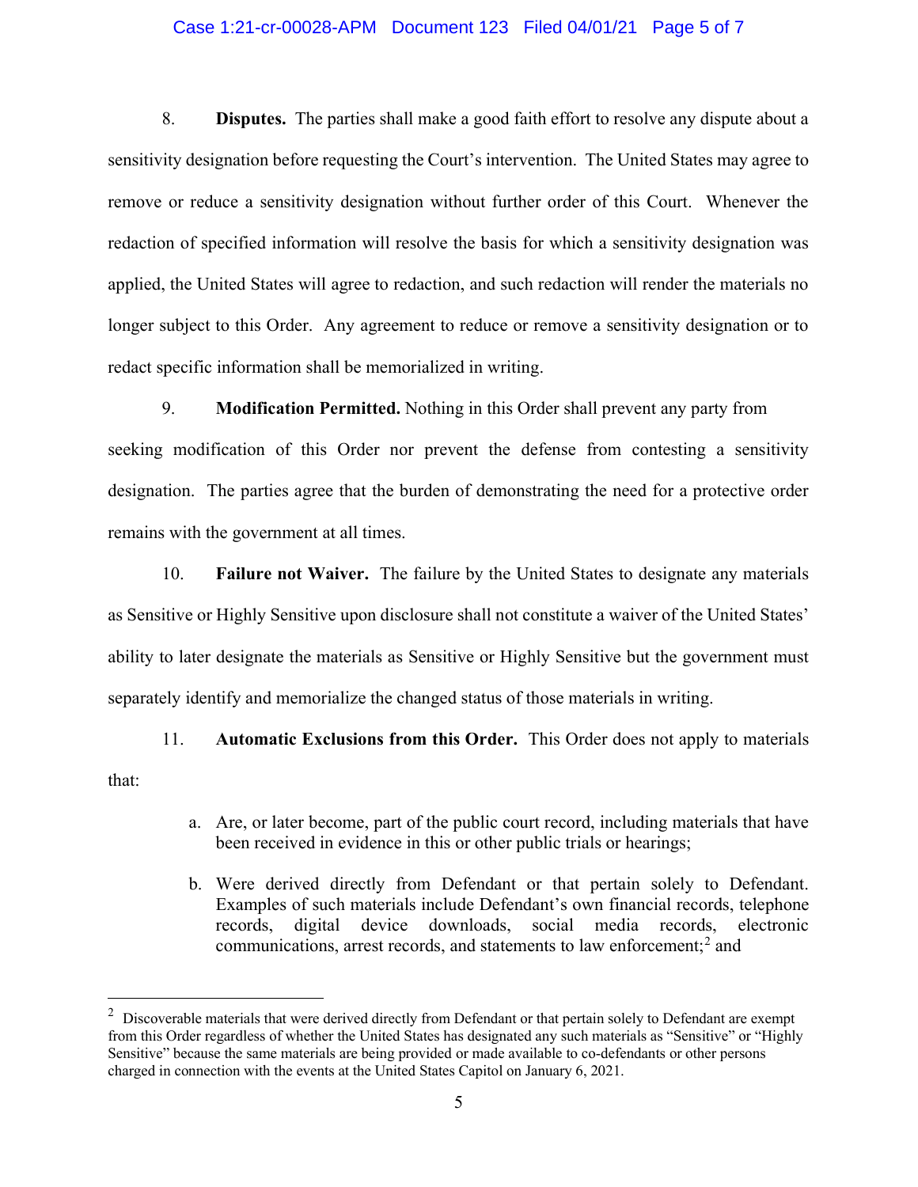8. **Disputes.** The parties shall make a good faith effort to resolve any dispute about a sensitivity designation before requesting the Court's intervention. The United States may agree to remove or reduce a sensitivity designation without further order of this Court. Whenever the redaction of specified information will resolve the basis for which a sensitivity designation was applied, the United States will agree to redaction, and such redaction will render the materials no longer subject to this Order. Any agreement to reduce or remove a sensitivity designation or to redact specific information shall be memorialized in writing.

9. **Modification Permitted.** Nothing in this Order shall prevent any party from seeking modification of this Order nor prevent the defense from contesting a sensitivity designation. The parties agree that the burden of demonstrating the need for a protective order remains with the government at all times.

10. **Failure not Waiver.** The failure by the United States to designate any materials as Sensitive or Highly Sensitive upon disclosure shall not constitute a waiver of the United States' ability to later designate the materials as Sensitive or Highly Sensitive but the government must separately identify and memorialize the changed status of those materials in writing.

11. **Automatic Exclusions from this Order.** This Order does not apply to materials that:

a. Are, or later become, part of the public court record, including materials that have been received in evidence in this or other public trials or hearings;

b. Were derived directly from Defendant or that pertain solely to Defendant. Examples of such materials include Defendant's own financial records, telephone records, digital device downloads, social media records, electronic communications, arrest records, and statements to law enforcement;[2] and

[2] Discoverable materials that were derived directly from Defendant or that pertain solely to Defendant are exempt from this Order regardless of whether the United States has designated any such materials as "Sensitive" or "Highly Sensitive" because the same materials are being provided or made available to co-defendants or other persons charged in connection with the events at the United States Capitol on January 6, 2021.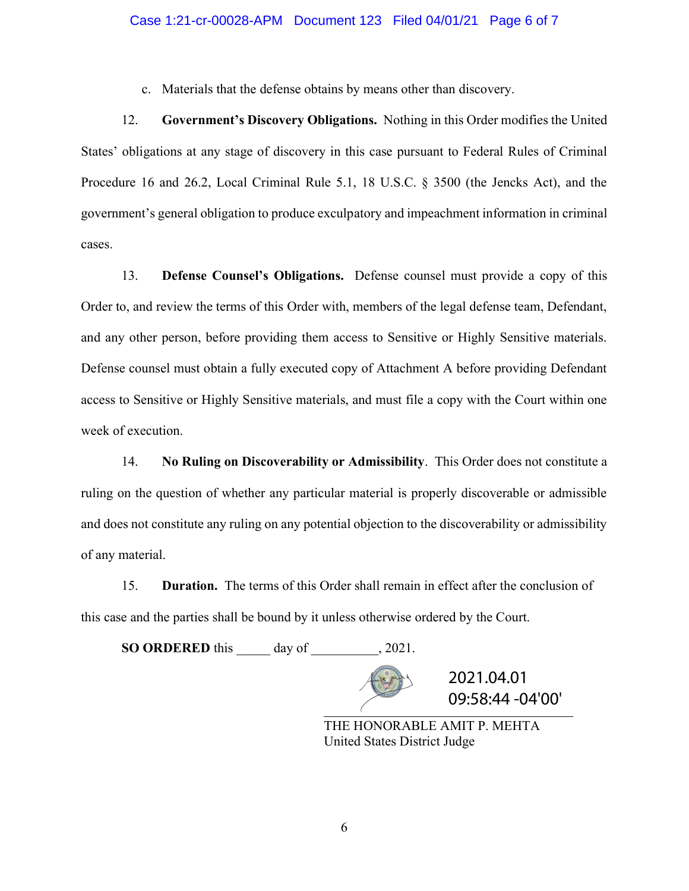c. Materials that the defense obtains by means other than discovery.

12. **Government's Discovery Obligations.** Nothing in this Order modifies the United States' obligations at any stage of discovery in this case pursuant to Federal Rules of Criminal Procedure 16 and 26.2, Local Criminal Rule 5.1, 18 U.S.C. § 3500 (the Jencks Act), and the government's general obligation to produce exculpatory and impeachment information in criminal cases.

13. **Defense Counsel's Obligations.** Defense counsel must provide a copy of this Order to, and review the terms of this Order with, members of the legal defense team, Defendant, and any other person, before providing them access to Sensitive or Highly Sensitive materials. Defense counsel must obtain a fully executed copy of Attachment A before providing Defendant access to Sensitive or Highly Sensitive materials, and must file a copy with the Court within one week of execution.

14. **No Ruling on Discoverability or Admissibility**. This Order does not constitute a ruling on the question of whether any particular material is properly discoverable or admissible and does not constitute any ruling on any potential objection to the discoverability or admissibility of any material.

15. **Duration.** The terms of this Order shall remain in effect after the conclusion of this case and the parties shall be bound by it unless otherwise ordered by the Court.

**SO ORDERED** this _____ day of __________, 2021.

2021.04.01
09:58:44 -04'00'

THE HONORABLE AMIT P. MEHTA
United States District Judge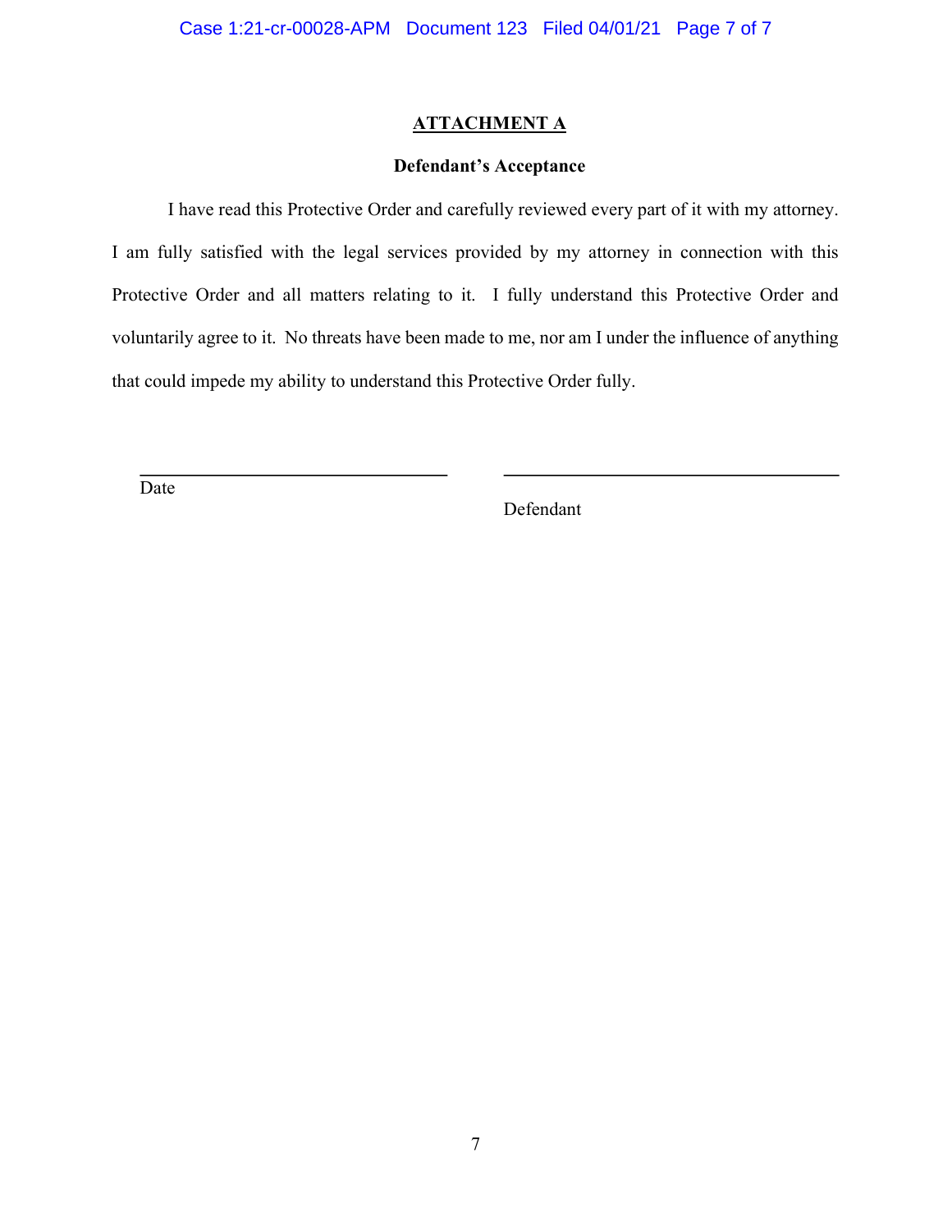## ATTACHMENT A

**Defendant's Acceptance**

I have read this Protective Order and carefully reviewed every part of it with my attorney. I am fully satisfied with the legal services provided by my attorney in connection with this Protective Order and all matters relating to it. I fully understand this Protective Order and voluntarily agree to it. No threats have been made to me, nor am I under the influence of anything that could impede my ability to understand this Protective Order fully.

\_\_\_\_\_\_\_\_\_\_\_\_\_\_\_\_\_\_\_\_\_\_\_\_\_\_\_\_\_\_
Date

\_\_\_\_\_\_\_\_\_\_\_\_\_\_\_\_\_\_\_\_\_\_\_\_\_\_\_\_\_\_
Defendant